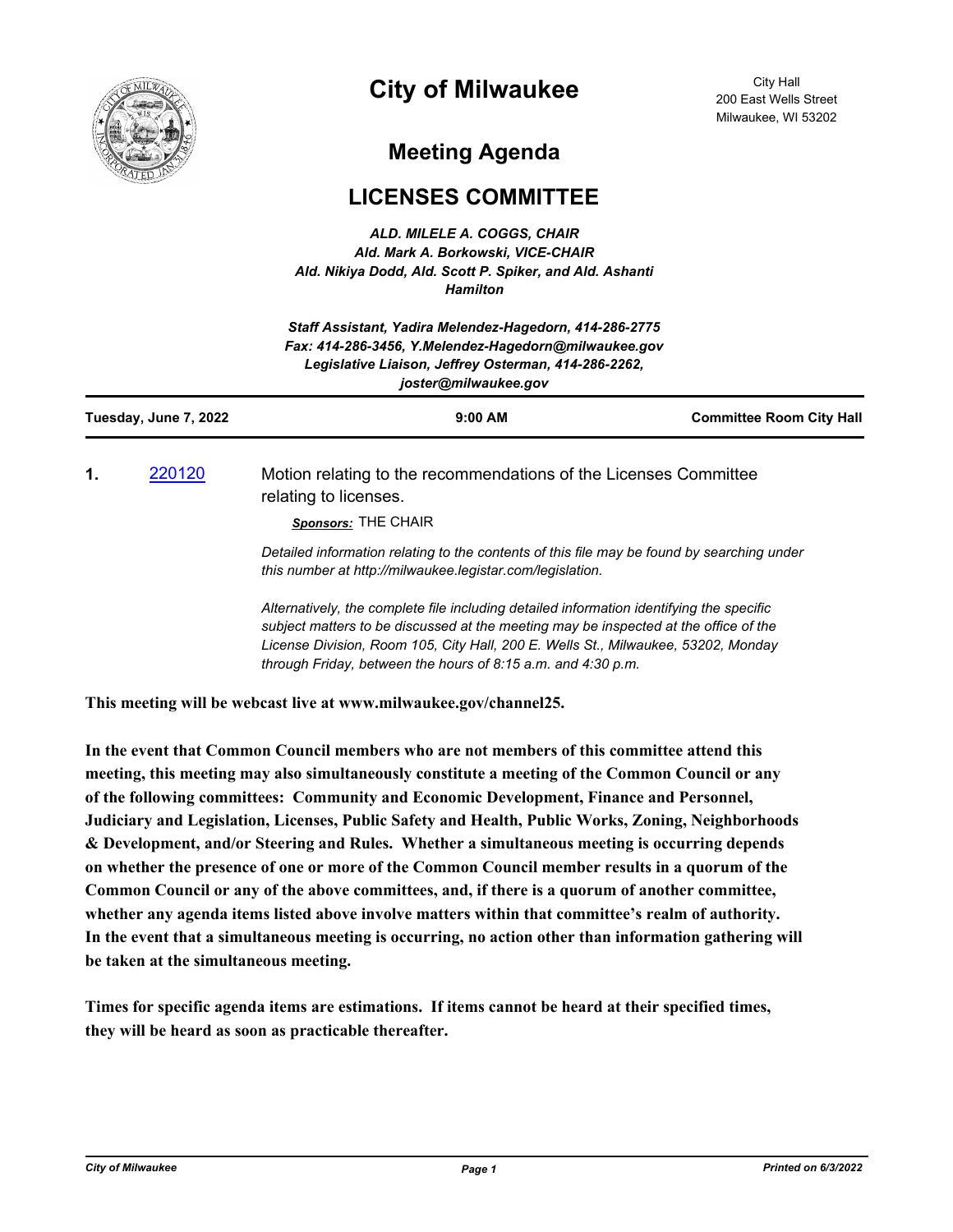# City of Milwaukee

City Hall
200 East Wells Street
Milwaukee, WI 53202

## Meeting Agenda

## LICENSES COMMITTEE

***ALD. MILELE A. COGGS, CHAIR***
***Ald. Mark A. Borkowski, VICE-CHAIR***
***Ald. Nikiya Dodd, Ald. Scott P. Spiker, and Ald. Ashanti Hamilton***

***Staff Assistant, Yadira Melendez-Hagedorn, 414-286-2775***
***Fax: 414-286-3456, Y.Melendez-Hagedorn@milwaukee.gov***
***Legislative Liaison, Jeffrey Osterman, 414-286-2262, joster@milwaukee.gov***

**Tuesday, June 7, 2022** | **9:00 AM** | **Committee Room City Hall**

**1.** 220120 Motion relating to the recommendations of the Licenses Committee relating to licenses.

***Sponsors:*** THE CHAIR

*Detailed information relating to the contents of this file may be found by searching under this number at http://milwaukee.legistar.com/legislation.*

*Alternatively, the complete file including detailed information identifying the specific subject matters to be discussed at the meeting may be inspected at the office of the License Division, Room 105, City Hall, 200 E. Wells St., Milwaukee, 53202, Monday through Friday, between the hours of 8:15 a.m. and 4:30 p.m.*

**This meeting will be webcast live at www.milwaukee.gov/channel25.**

**In the event that Common Council members who are not members of this committee attend this meeting, this meeting may also simultaneously constitute a meeting of the Common Council or any of the following committees: Community and Economic Development, Finance and Personnel, Judiciary and Legislation, Licenses, Public Safety and Health, Public Works, Zoning, Neighborhoods & Development, and/or Steering and Rules. Whether a simultaneous meeting is occurring depends on whether the presence of one or more of the Common Council member results in a quorum of the Common Council or any of the above committees, and, if there is a quorum of another committee, whether any agenda items listed above involve matters within that committee's realm of authority. In the event that a simultaneous meeting is occurring, no action other than information gathering will be taken at the simultaneous meeting.**

**Times for specific agenda items are estimations. If items cannot be heard at their specified times, they will be heard as soon as practicable thereafter.**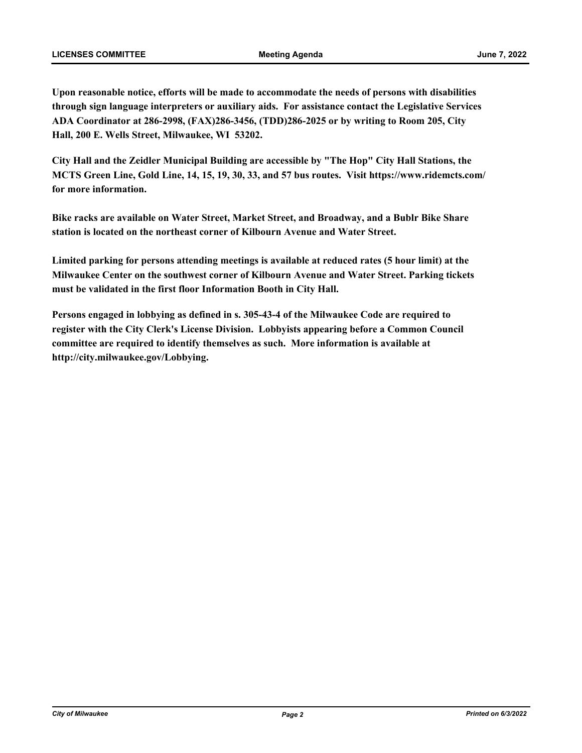**Upon reasonable notice, efforts will be made to accommodate the needs of persons with disabilities through sign language interpreters or auxiliary aids. For assistance contact the Legislative Services ADA Coordinator at 286-2998, (FAX)286-3456, (TDD)286-2025 or by writing to Room 205, City Hall, 200 E. Wells Street, Milwaukee, WI 53202.**

**City Hall and the Zeidler Municipal Building are accessible by "The Hop" City Hall Stations, the MCTS Green Line, Gold Line, 14, 15, 19, 30, 33, and 57 bus routes. Visit https://www.ridemcts.com/ for more information.**

**Bike racks are available on Water Street, Market Street, and Broadway, and a Bublr Bike Share station is located on the northeast corner of Kilbourn Avenue and Water Street.**

**Limited parking for persons attending meetings is available at reduced rates (5 hour limit) at the Milwaukee Center on the southwest corner of Kilbourn Avenue and Water Street. Parking tickets must be validated in the first floor Information Booth in City Hall.**

**Persons engaged in lobbying as defined in s. 305-43-4 of the Milwaukee Code are required to register with the City Clerk's License Division. Lobbyists appearing before a Common Council committee are required to identify themselves as such. More information is available at http://city.milwaukee.gov/Lobbying.**